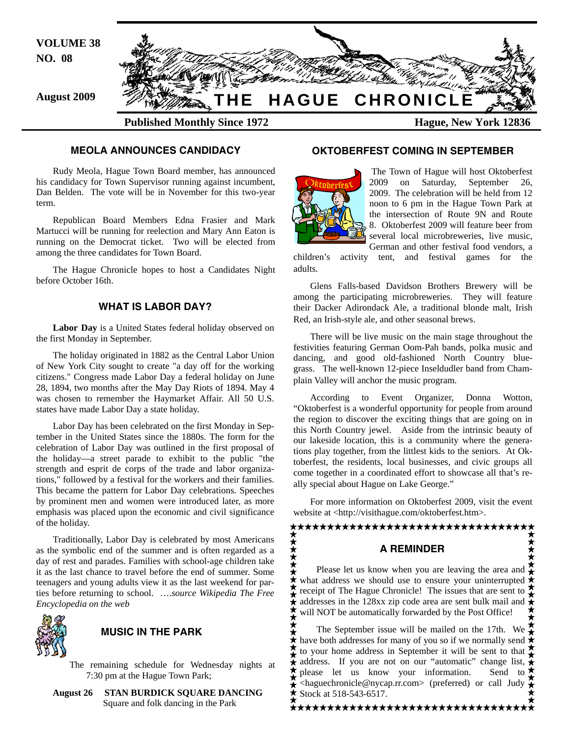**VOLUME 38**
**NO. 08**

**August 2009**

# THE HAGUE CHRONICLE

**Published Monthly Since 1972** **Hague, New York 12836**

## MEOLA ANNOUNCES CANDIDACY

Rudy Meola, Hague Town Board member, has announced his candidacy for Town Supervisor running against incumbent, Dan Belden. The vote will be in November for this two-year term.

Republican Board Members Edna Frasier and Mark Martucci will be running for reelection and Mary Ann Eaton is running on the Democrat ticket. Two will be elected from among the three candidates for Town Board.

The Hague Chronicle hopes to host a Candidates Night before October 16th.

## WHAT IS LABOR DAY?

**Labor Day** is a United States federal holiday observed on the first Monday in September.

The holiday originated in 1882 as the Central Labor Union of New York City sought to create "a day off for the working citizens." Congress made Labor Day a federal holiday on June 28, 1894, two months after the May Day Riots of 1894. May 4 was chosen to remember the Haymarket Affair. All 50 U.S. states have made Labor Day a state holiday.

Labor Day has been celebrated on the first Monday in September in the United States since the 1880s. The form for the celebration of Labor Day was outlined in the first proposal of the holiday—a street parade to exhibit to the public "the strength and esprit de corps of the trade and labor organizations," followed by a festival for the workers and their families. This became the pattern for Labor Day celebrations. Speeches by prominent men and women were introduced later, as more emphasis was placed upon the economic and civil significance of the holiday.

Traditionally, Labor Day is celebrated by most Americans as the symbolic end of the summer and is often regarded as a day of rest and parades. Families with school-age children take it as the last chance to travel before the end of summer. Some teenagers and young adults view it as the last weekend for parties before returning to school. ….*source Wikipedia The Free Encyclopedia on the web*

## MUSIC IN THE PARK

The remaining schedule for Wednesday nights at 7:30 pm at the Hague Town Park;

**August 26** **STAN BURDICK SQUARE DANCING**
Square and folk dancing in the Park

## OKTOBERFEST COMING IN SEPTEMBER

The Town of Hague will host Oktoberfest 2009 on Saturday, September 26, 2009. The celebration will be held from 12 noon to 6 pm in the Hague Town Park at the intersection of Route 9N and Route 8. Oktoberfest 2009 will feature beer from several local microbreweries, live music, German and other festival food vendors, a children's activity tent, and festival games for the adults.

Glens Falls-based Davidson Brothers Brewery will be among the participating microbreweries. They will feature their Dacker Adirondack Ale, a traditional blonde malt, Irish Red, an Irish-style ale, and other seasonal brews.

There will be live music on the main stage throughout the festivities featuring German Oom-Pah bands, polka music and dancing, and good old-fashioned North Country bluegrass. The well-known 12-piece Inseldudler band from Champlain Valley will anchor the music program.

According to Event Organizer, Donna Wotton, "Oktoberfest is a wonderful opportunity for people from around the region to discover the exciting things that are going on in this North Country jewel. Aside from the intrinsic beauty of our lakeside location, this is a community where the generations play together, from the littlest kids to the seniors. At Oktoberfest, the residents, local businesses, and civic groups all come together in a coordinated effort to showcase all that's really special about Hague on Lake George."

For more information on Oktoberfest 2009, visit the event website at <http://visithague.com/oktoberfest.htm>.

## A REMINDER

Please let us know when you are leaving the area and what address we should use to ensure your uninterrupted receipt of The Hague Chronicle! The issues that are sent to addresses in the 128xx zip code area are sent bulk mail and will NOT be automatically forwarded by the Post Office!

The September issue will be mailed on the 17th. We have both addresses for many of you so if we normally send to your home address in September it will be sent to that address. If you are not on our "automatic" change list, please let us know your information. Send to <haguechronicle@nycap.rr.com> (preferred) or call Judy Stock at 518-543-6517.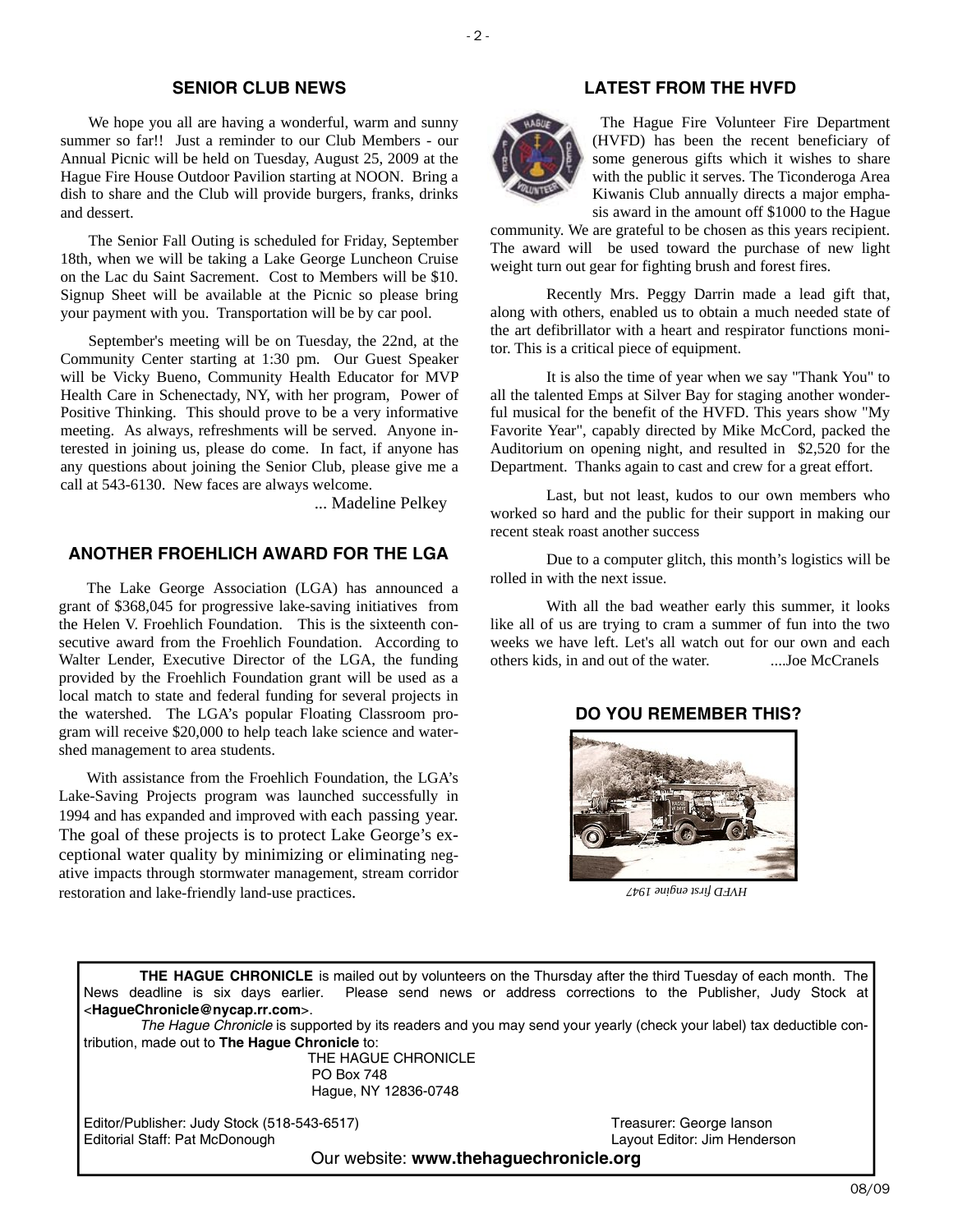## SENIOR CLUB NEWS

We hope you all are having a wonderful, warm and sunny summer so far!! Just a reminder to our Club Members - our Annual Picnic will be held on Tuesday, August 25, 2009 at the Hague Fire House Outdoor Pavilion starting at NOON. Bring a dish to share and the Club will provide burgers, franks, drinks and dessert.

The Senior Fall Outing is scheduled for Friday, September 18th, when we will be taking a Lake George Luncheon Cruise on the Lac du Saint Sacrement. Cost to Members will be $10. Signup Sheet will be available at the Picnic so please bring your payment with you. Transportation will be by car pool.

September's meeting will be on Tuesday, the 22nd, at the Community Center starting at 1:30 pm. Our Guest Speaker will be Vicky Bueno, Community Health Educator for MVP Health Care in Schenectady, NY, with her program, Power of Positive Thinking. This should prove to be a very informative meeting. As always, refreshments will be served. Anyone interested in joining us, please do come. In fact, if anyone has any questions about joining the Senior Club, please give me a call at 543-6130. New faces are always welcome.

... Madeline Pelkey

## ANOTHER FROEHLICH AWARD FOR THE LGA

The Lake George Association (LGA) has announced a grant of $368,045 for progressive lake-saving initiatives from the Helen V. Froehlich Foundation. This is the sixteenth consecutive award from the Froehlich Foundation. According to Walter Lender, Executive Director of the LGA, the funding provided by the Froehlich Foundation grant will be used as a local match to state and federal funding for several projects in the watershed. The LGA's popular Floating Classroom program will receive $20,000 to help teach lake science and watershed management to area students.

With assistance from the Froehlich Foundation, the LGA's Lake-Saving Projects program was launched successfully in 1994 and has expanded and improved with each passing year. The goal of these projects is to protect Lake George's exceptional water quality by minimizing or eliminating negative impacts through stormwater management, stream corridor restoration and lake-friendly land-use practices.

## LATEST FROM THE HVFD

The Hague Fire Volunteer Fire Department (HVFD) has been the recent beneficiary of some generous gifts which it wishes to share with the public it serves. The Ticonderoga Area Kiwanis Club annually directs a major emphasis award in the amount off $1000 to the Hague community. We are grateful to be chosen as this years recipient. The award will be used toward the purchase of new light weight turn out gear for fighting brush and forest fires.

Recently Mrs. Peggy Darrin made a lead gift that, along with others, enabled us to obtain a much needed state of the art defibrillator with a heart and respirator functions monitor. This is a critical piece of equipment.

It is also the time of year when we say "Thank You" to all the talented Emps at Silver Bay for staging another wonderful musical for the benefit of the HVFD. This years show "My Favorite Year", capably directed by Mike McCord, packed the Auditorium on opening night, and resulted in $2,520 for the Department. Thanks again to cast and crew for a great effort.

Last, but not least, kudos to our own members who worked so hard and the public for their support in making our recent steak roast another success

Due to a computer glitch, this month's logistics will be rolled in with the next issue.

With all the bad weather early this summer, it looks like all of us are trying to cram a summer of fun into the two weeks we have left. Let's all watch out for our own and each others kids, in and out of the water. ....Joe McCranels

## DO YOU REMEMBER THIS?

*HVFD first engine 1947*

---

**THE HAGUE CHRONICLE** is mailed out by volunteers on the Thursday after the third Tuesday of each month. The News deadline is six days earlier. Please send news or address corrections to the Publisher, Judy Stock at <**HagueChronicle@nycap.rr.com**>.

*The Hague Chronicle* is supported by its readers and you may send your yearly (check your label) tax deductible contribution, made out to **The Hague Chronicle** to:

THE HAGUE CHRONICLE
PO Box 748
Hague, NY 12836-0748

Editor/Publisher: Judy Stock (518-543-6517)
Editorial Staff: Pat McDonough
Treasurer: George Ianson
Layout Editor: Jim Henderson

Our website: **www.thehaguechronicle.org**

08/09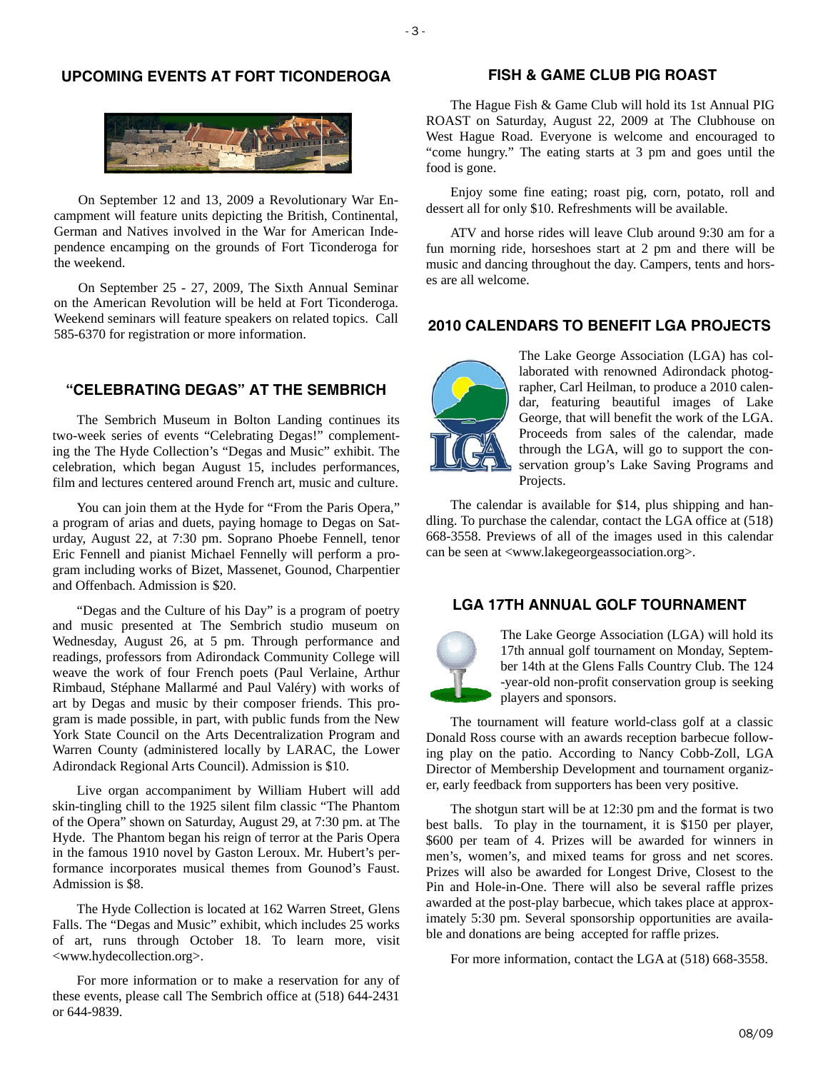## UPCOMING EVENTS AT FORT TICONDEROGA

On September 12 and 13, 2009 a Revolutionary War Encampment will feature units depicting the British, Continental, German and Natives involved in the War for American Independence encamping on the grounds of Fort Ticonderoga for the weekend.

On September 25 - 27, 2009, The Sixth Annual Seminar on the American Revolution will be held at Fort Ticonderoga. Weekend seminars will feature speakers on related topics. Call 585-6370 for registration or more information.

## "CELEBRATING DEGAS" AT THE SEMBRICH

The Sembrich Museum in Bolton Landing continues its two-week series of events "Celebrating Degas!" complementing the The Hyde Collection's "Degas and Music" exhibit. The celebration, which began August 15, includes performances, film and lectures centered around French art, music and culture.

You can join them at the Hyde for "From the Paris Opera," a program of arias and duets, paying homage to Degas on Saturday, August 22, at 7:30 pm. Soprano Phoebe Fennell, tenor Eric Fennell and pianist Michael Fennelly will perform a program including works of Bizet, Massenet, Gounod, Charpentier and Offenbach. Admission is $20.

"Degas and the Culture of his Day" is a program of poetry and music presented at The Sembrich studio museum on Wednesday, August 26, at 5 pm. Through performance and readings, professors from Adirondack Community College will weave the work of four French poets (Paul Verlaine, Arthur Rimbaud, Stéphane Mallarmé and Paul Valéry) with works of art by Degas and music by their composer friends. This program is made possible, in part, with public funds from the New York State Council on the Arts Decentralization Program and Warren County (administered locally by LARAC, the Lower Adirondack Regional Arts Council). Admission is $10.

Live organ accompaniment by William Hubert will add skin-tingling chill to the 1925 silent film classic "The Phantom of the Opera" shown on Saturday, August 29, at 7:30 pm. at The Hyde. The Phantom began his reign of terror at the Paris Opera in the famous 1910 novel by Gaston Leroux. Mr. Hubert's performance incorporates musical themes from Gounod's Faust. Admission is $8.

The Hyde Collection is located at 162 Warren Street, Glens Falls. The "Degas and Music" exhibit, which includes 25 works of art, runs through October 18. To learn more, visit <www.hydecollection.org>.

For more information or to make a reservation for any of these events, please call The Sembrich office at (518) 644-2431 or 644-9839.

## FISH & GAME CLUB PIG ROAST

The Hague Fish & Game Club will hold its 1st Annual PIG ROAST on Saturday, August 22, 2009 at The Clubhouse on West Hague Road. Everyone is welcome and encouraged to "come hungry." The eating starts at 3 pm and goes until the food is gone.

Enjoy some fine eating; roast pig, corn, potato, roll and dessert all for only $10. Refreshments will be available.

ATV and horse rides will leave Club around 9:30 am for a fun morning ride, horseshoes start at 2 pm and there will be music and dancing throughout the day. Campers, tents and horses are all welcome.

## 2010 CALENDARS TO BENEFIT LGA PROJECTS

The Lake George Association (LGA) has collaborated with renowned Adirondack photographer, Carl Heilman, to produce a 2010 calendar, featuring beautiful images of Lake George, that will benefit the work of the LGA. Proceeds from sales of the calendar, made through the LGA, will go to support the conservation group's Lake Saving Programs and Projects.

The calendar is available for $14, plus shipping and handling. To purchase the calendar, contact the LGA office at (518) 668-3558. Previews of all of the images used in this calendar can be seen at <www.lakegeorgeassociation.org>.

## LGA 17TH ANNUAL GOLF TOURNAMENT

The Lake George Association (LGA) will hold its 17th annual golf tournament on Monday, September 14th at the Glens Falls Country Club. The 124-year-old non-profit conservation group is seeking players and sponsors.

The tournament will feature world-class golf at a classic Donald Ross course with an awards reception barbecue following play on the patio. According to Nancy Cobb-Zoll, LGA Director of Membership Development and tournament organizer, early feedback from supporters has been very positive.

The shotgun start will be at 12:30 pm and the format is two best balls. To play in the tournament, it is $150 per player, $600 per team of 4. Prizes will be awarded for winners in men's, women's, and mixed teams for gross and net scores. Prizes will also be awarded for Longest Drive, Closest to the Pin and Hole-in-One. There will also be several raffle prizes awarded at the post-play barbecue, which takes place at approximately 5:30 pm. Several sponsorship opportunities are available and donations are being accepted for raffle prizes.

For more information, contact the LGA at (518) 668-3558.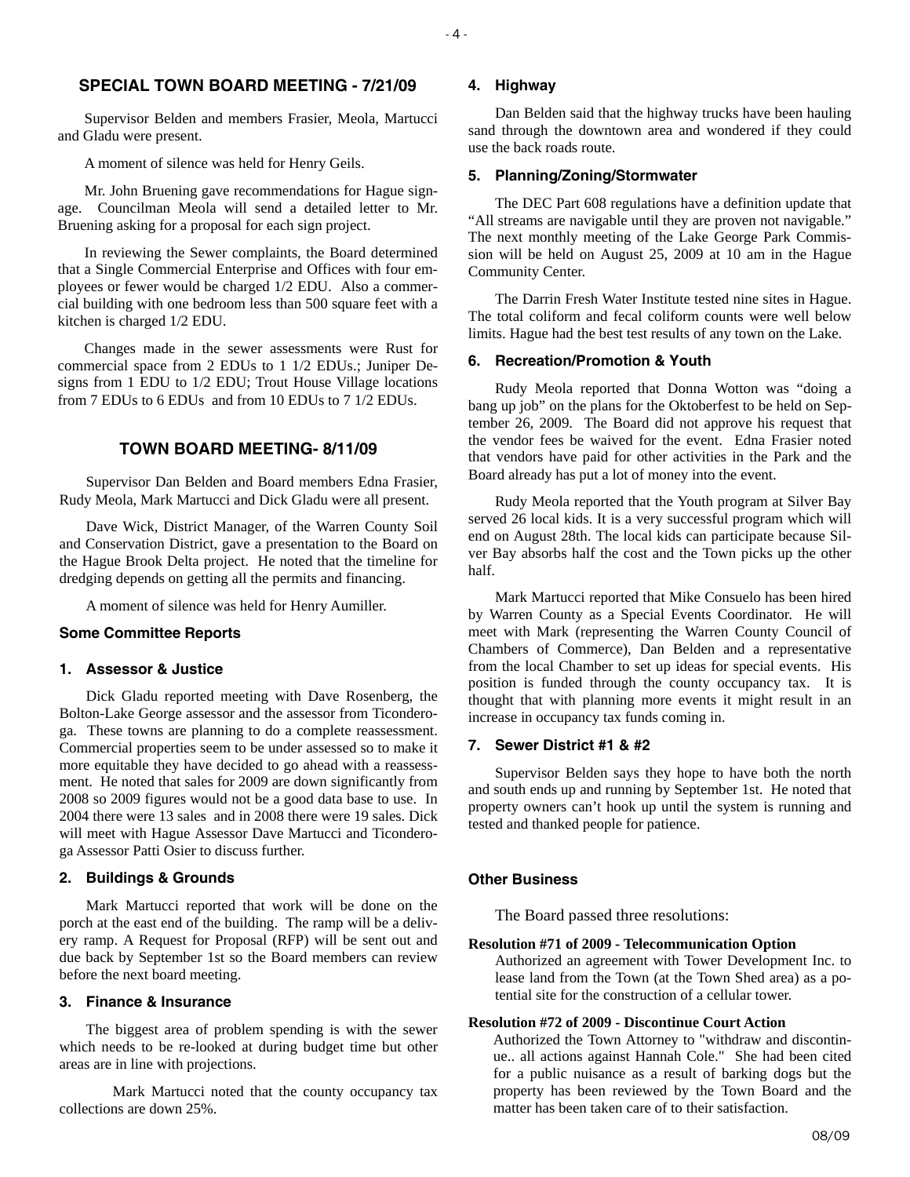## SPECIAL TOWN BOARD MEETING - 7/21/09

Supervisor Belden and members Frasier, Meola, Martucci and Gladu were present.

A moment of silence was held for Henry Geils.

Mr. John Bruening gave recommendations for Hague signage. Councilman Meola will send a detailed letter to Mr. Bruening asking for a proposal for each sign project.

In reviewing the Sewer complaints, the Board determined that a Single Commercial Enterprise and Offices with four employees or fewer would be charged 1/2 EDU. Also a commercial building with one bedroom less than 500 square feet with a kitchen is charged 1/2 EDU.

Changes made in the sewer assessments were Rust for commercial space from 2 EDUs to 1 1/2 EDUs.; Juniper Designs from 1 EDU to 1/2 EDU; Trout House Village locations from 7 EDUs to 6 EDUs and from 10 EDUs to 7 1/2 EDUs.

## TOWN BOARD MEETING- 8/11/09

Supervisor Dan Belden and Board members Edna Frasier, Rudy Meola, Mark Martucci and Dick Gladu were all present.

Dave Wick, District Manager, of the Warren County Soil and Conservation District, gave a presentation to the Board on the Hague Brook Delta project. He noted that the timeline for dredging depends on getting all the permits and financing.

A moment of silence was held for Henry Aumiller.

### Some Committee Reports

#### 1. Assessor & Justice

Dick Gladu reported meeting with Dave Rosenberg, the Bolton-Lake George assessor and the assessor from Ticonderoga. These towns are planning to do a complete reassessment. Commercial properties seem to be under assessed so to make it more equitable they have decided to go ahead with a reassessment. He noted that sales for 2009 are down significantly from 2008 so 2009 figures would not be a good data base to use. In 2004 there were 13 sales and in 2008 there were 19 sales. Dick will meet with Hague Assessor Dave Martucci and Ticonderoga Assessor Patti Osier to discuss further.

#### 2. Buildings & Grounds

Mark Martucci reported that work will be done on the porch at the east end of the building. The ramp will be a delivery ramp. A Request for Proposal (RFP) will be sent out and due back by September 1st so the Board members can review before the next board meeting.

#### 3. Finance & Insurance

The biggest area of problem spending is with the sewer which needs to be re-looked at during budget time but other areas are in line with projections.

Mark Martucci noted that the county occupancy tax collections are down 25%.

#### 4. Highway

Dan Belden said that the highway trucks have been hauling sand through the downtown area and wondered if they could use the back roads route.

#### 5. Planning/Zoning/Stormwater

The DEC Part 608 regulations have a definition update that "All streams are navigable until they are proven not navigable." The next monthly meeting of the Lake George Park Commission will be held on August 25, 2009 at 10 am in the Hague Community Center.

The Darrin Fresh Water Institute tested nine sites in Hague. The total coliform and fecal coliform counts were well below limits. Hague had the best test results of any town on the Lake.

#### 6. Recreation/Promotion & Youth

Rudy Meola reported that Donna Wotton was "doing a bang up job" on the plans for the Oktoberfest to be held on September 26, 2009. The Board did not approve his request that the vendor fees be waived for the event. Edna Frasier noted that vendors have paid for other activities in the Park and the Board already has put a lot of money into the event.

Rudy Meola reported that the Youth program at Silver Bay served 26 local kids. It is a very successful program which will end on August 28th. The local kids can participate because Silver Bay absorbs half the cost and the Town picks up the other half.

Mark Martucci reported that Mike Consuelo has been hired by Warren County as a Special Events Coordinator. He will meet with Mark (representing the Warren County Council of Chambers of Commerce), Dan Belden and a representative from the local Chamber to set up ideas for special events. His position is funded through the county occupancy tax. It is thought that with planning more events it might result in an increase in occupancy tax funds coming in.

#### 7. Sewer District #1 & #2

Supervisor Belden says they hope to have both the north and south ends up and running by September 1st. He noted that property owners can't hook up until the system is running and tested and thanked people for patience.

### Other Business

The Board passed three resolutions:

**Resolution #71 of 2009 - Telecommunication Option**
Authorized an agreement with Tower Development Inc. to lease land from the Town (at the Town Shed area) as a potential site for the construction of a cellular tower.

**Resolution #72 of 2009 - Discontinue Court Action**
Authorized the Town Attorney to "withdraw and discontinue.. all actions against Hannah Cole." She had been cited for a public nuisance as a result of barking dogs but the property has been reviewed by the Town Board and the matter has been taken care of to their satisfaction.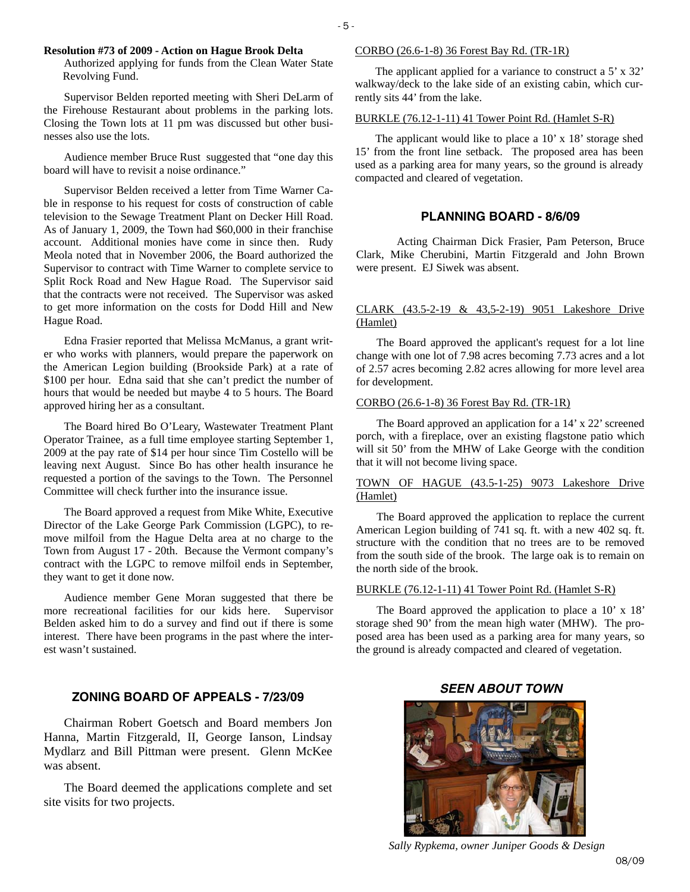**Resolution #73 of 2009 - Action on Hague Brook Delta**
Authorized applying for funds from the Clean Water State Revolving Fund.

Supervisor Belden reported meeting with Sheri DeLarm of the Firehouse Restaurant about problems in the parking lots. Closing the Town lots at 11 pm was discussed but other businesses also use the lots.

Audience member Bruce Rust suggested that "one day this board will have to revisit a noise ordinance."

Supervisor Belden received a letter from Time Warner Cable in response to his request for costs of construction of cable television to the Sewage Treatment Plant on Decker Hill Road. As of January 1, 2009, the Town had $60,000 in their franchise account. Additional monies have come in since then. Rudy Meola noted that in November 2006, the Board authorized the Supervisor to contract with Time Warner to complete service to Split Rock Road and New Hague Road. The Supervisor said that the contracts were not received. The Supervisor was asked to get more information on the costs for Dodd Hill and New Hague Road.

Edna Frasier reported that Melissa McManus, a grant writer who works with planners, would prepare the paperwork on the American Legion building (Brookside Park) at a rate of $100 per hour. Edna said that she can't predict the number of hours that would be needed but maybe 4 to 5 hours. The Board approved hiring her as a consultant.

The Board hired Bo O'Leary, Wastewater Treatment Plant Operator Trainee, as a full time employee starting September 1, 2009 at the pay rate of $14 per hour since Tim Costello will be leaving next August. Since Bo has other health insurance he requested a portion of the savings to the Town. The Personnel Committee will check further into the insurance issue.

The Board approved a request from Mike White, Executive Director of the Lake George Park Commission (LGPC), to remove milfoil from the Hague Delta area at no charge to the Town from August 17 - 20th. Because the Vermont company's contract with the LGPC to remove milfoil ends in September, they want to get it done now.

Audience member Gene Moran suggested that there be more recreational facilities for our kids here. Supervisor Belden asked him to do a survey and find out if there is some interest. There have been programs in the past where the interest wasn't sustained.

## ZONING BOARD OF APPEALS - 7/23/09

Chairman Robert Goetsch and Board members Jon Hanna, Martin Fitzgerald, II, George Ianson, Lindsay Mydlarz and Bill Pittman were present. Glenn McKee was absent.

The Board deemed the applications complete and set site visits for two projects.

CORBO (26.6-1-8) 36 Forest Bay Rd. (TR-1R)

The applicant applied for a variance to construct a 5' x 32' walkway/deck to the lake side of an existing cabin, which currently sits 44' from the lake.

BURKLE (76.12-1-11) 41 Tower Point Rd. (Hamlet S-R)

The applicant would like to place a 10' x 18' storage shed 15' from the front line setback. The proposed area has been used as a parking area for many years, so the ground is already compacted and cleared of vegetation.

## PLANNING BOARD - 8/6/09

Acting Chairman Dick Frasier, Pam Peterson, Bruce Clark, Mike Cherubini, Martin Fitzgerald and John Brown were present. EJ Siwek was absent.

CLARK (43.5-2-19 & 43,5-2-19) 9051 Lakeshore Drive (Hamlet)

The Board approved the applicant's request for a lot line change with one lot of 7.98 acres becoming 7.73 acres and a lot of 2.57 acres becoming 2.82 acres allowing for more level area for development.

CORBO (26.6-1-8) 36 Forest Bay Rd. (TR-1R)

The Board approved an application for a 14' x 22' screened porch, with a fireplace, over an existing flagstone patio which will sit 50' from the MHW of Lake George with the condition that it will not become living space.

TOWN OF HAGUE (43.5-1-25) 9073 Lakeshore Drive (Hamlet)

The Board approved the application to replace the current American Legion building of 741 sq. ft. with a new 402 sq. ft. structure with the condition that no trees are to be removed from the south side of the brook. The large oak is to remain on the north side of the brook.

BURKLE (76.12-1-11) 41 Tower Point Rd. (Hamlet S-R)

The Board approved the application to place a 10' x 18' storage shed 90' from the mean high water (MHW). The proposed area has been used as a parking area for many years, so the ground is already compacted and cleared of vegetation.

### *SEEN ABOUT TOWN*

*Sally Rypkema, owner Juniper Goods & Design*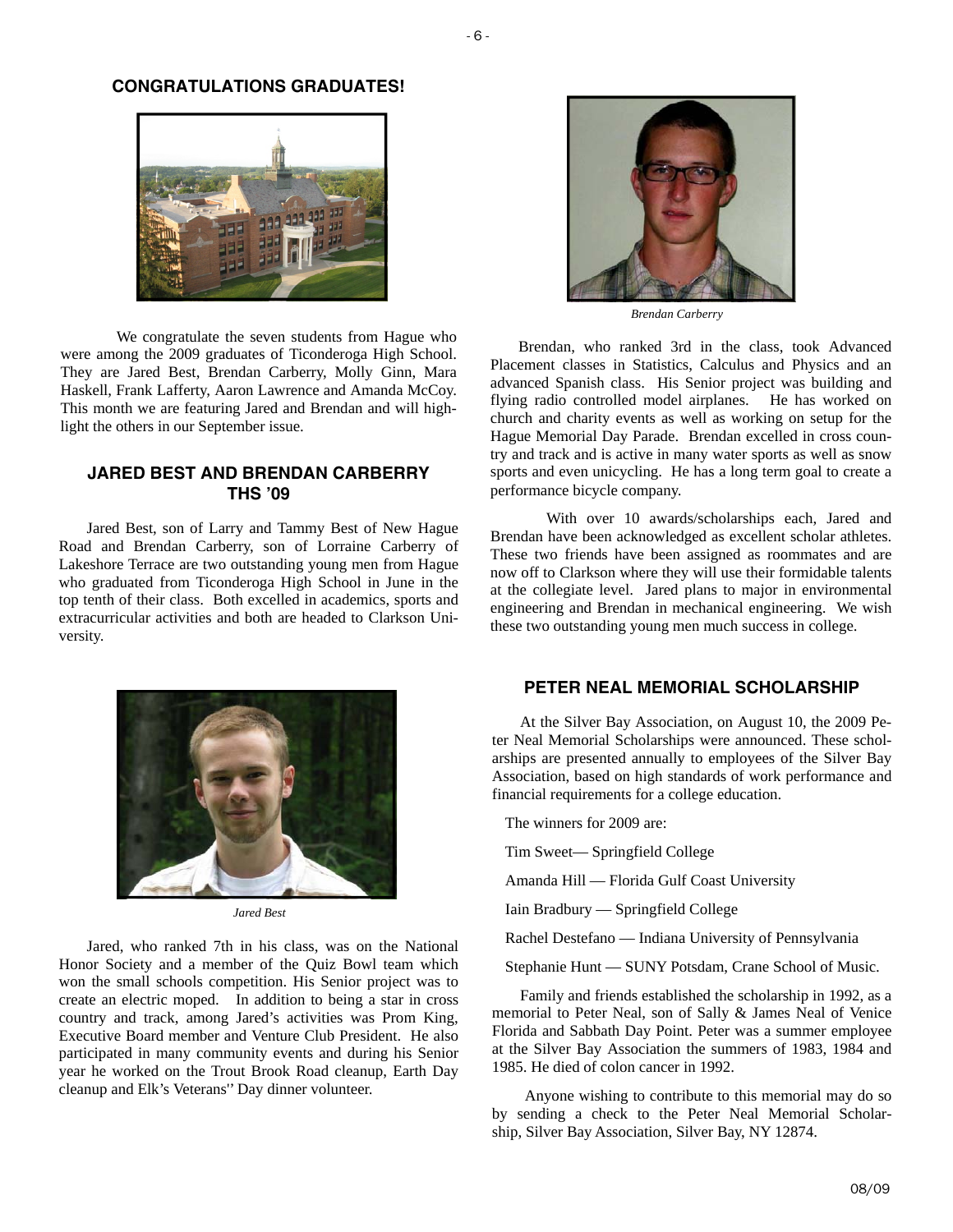## CONGRATULATIONS GRADUATES!

We congratulate the seven students from Hague who were among the 2009 graduates of Ticonderoga High School. They are Jared Best, Brendan Carberry, Molly Ginn, Mara Haskell, Frank Lafferty, Aaron Lawrence and Amanda McCoy. This month we are featuring Jared and Brendan and will highlight the others in our September issue.

### JARED BEST AND BRENDAN CARBERRY THS '09

Jared Best, son of Larry and Tammy Best of New Hague Road and Brendan Carberry, son of Lorraine Carberry of Lakeshore Terrace are two outstanding young men from Hague who graduated from Ticonderoga High School in June in the top tenth of their class. Both excelled in academics, sports and extracurricular activities and both are headed to Clarkson University.

*Jared Best*

Jared, who ranked 7th in his class, was on the National Honor Society and a member of the Quiz Bowl team which won the small schools competition. His Senior project was to create an electric moped. In addition to being a star in cross country and track, among Jared's activities was Prom King, Executive Board member and Venture Club President. He also participated in many community events and during his Senior year he worked on the Trout Brook Road cleanup, Earth Day cleanup and Elk's Veterans'' Day dinner volunteer.

*Brendan Carberry*

Brendan, who ranked 3rd in the class, took Advanced Placement classes in Statistics, Calculus and Physics and an advanced Spanish class. His Senior project was building and flying radio controlled model airplanes. He has worked on church and charity events as well as working on setup for the Hague Memorial Day Parade. Brendan excelled in cross country and track and is active in many water sports as well as snow sports and even unicycling. He has a long term goal to create a performance bicycle company.

With over 10 awards/scholarships each, Jared and Brendan have been acknowledged as excellent scholar athletes. These two friends have been assigned as roommates and are now off to Clarkson where they will use their formidable talents at the collegiate level. Jared plans to major in environmental engineering and Brendan in mechanical engineering. We wish these two outstanding young men much success in college.

## PETER NEAL MEMORIAL SCHOLARSHIP

At the Silver Bay Association, on August 10, the 2009 Peter Neal Memorial Scholarships were announced. These scholarships are presented annually to employees of the Silver Bay Association, based on high standards of work performance and financial requirements for a college education.

The winners for 2009 are:

Tim Sweet— Springfield College

Amanda Hill — Florida Gulf Coast University

Iain Bradbury — Springfield College

Rachel Destefano — Indiana University of Pennsylvania

Stephanie Hunt — SUNY Potsdam, Crane School of Music.

Family and friends established the scholarship in 1992, as a memorial to Peter Neal, son of Sally & James Neal of Venice Florida and Sabbath Day Point. Peter was a summer employee at the Silver Bay Association the summers of 1983, 1984 and 1985. He died of colon cancer in 1992.

Anyone wishing to contribute to this memorial may do so by sending a check to the Peter Neal Memorial Scholarship, Silver Bay Association, Silver Bay, NY 12874.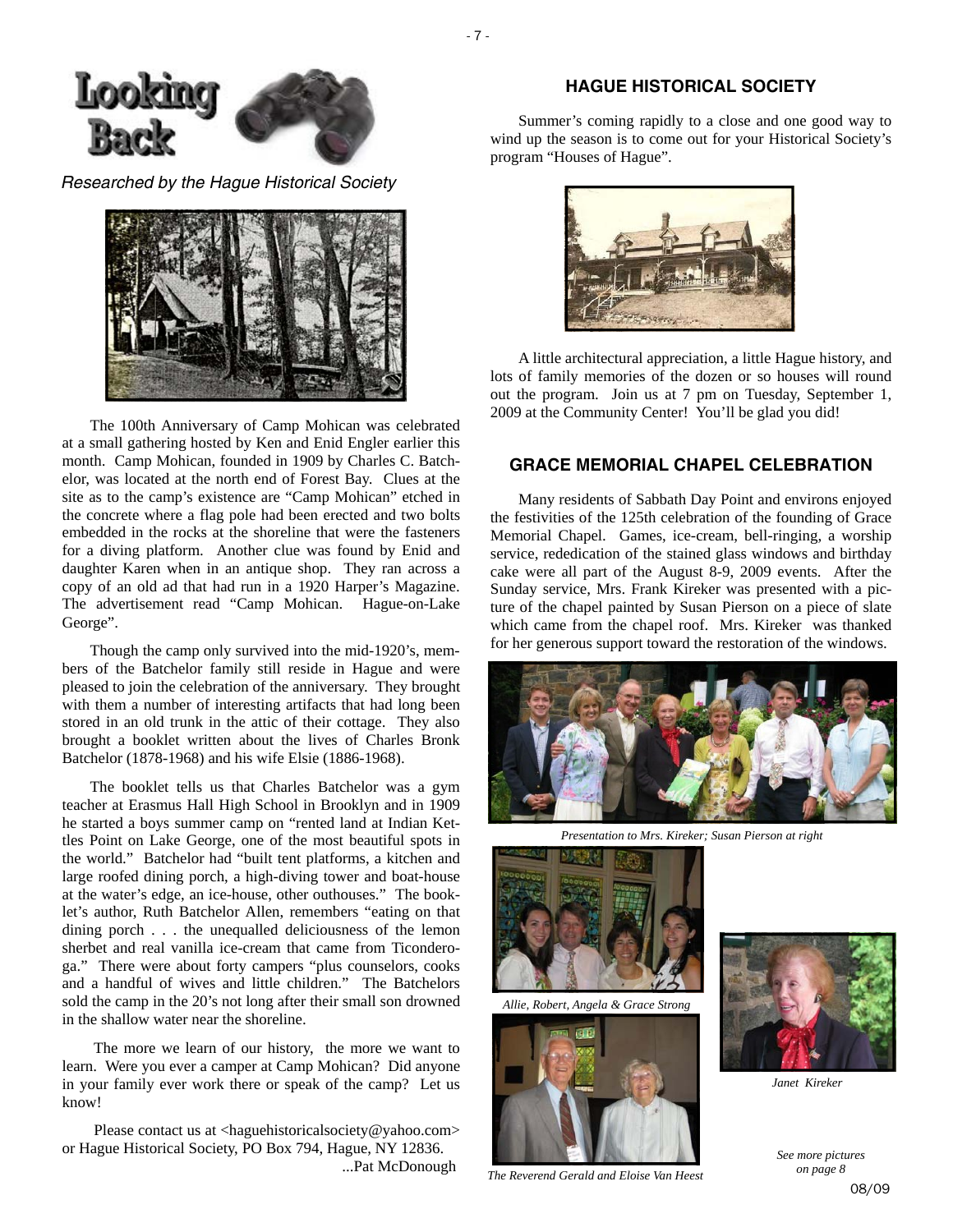# Looking Back

*Researched by the Hague Historical Society*

The 100th Anniversary of Camp Mohican was celebrated at a small gathering hosted by Ken and Enid Engler earlier this month. Camp Mohican, founded in 1909 by Charles C. Batchelor, was located at the north end of Forest Bay. Clues at the site as to the camp's existence are "Camp Mohican" etched in the concrete where a flag pole had been erected and two bolts embedded in the rocks at the shoreline that were the fasteners for a diving platform. Another clue was found by Enid and daughter Karen when in an antique shop. They ran across a copy of an old ad that had run in a 1920 Harper's Magazine. The advertisement read "Camp Mohican. Hague-on-Lake George".

Though the camp only survived into the mid-1920's, members of the Batchelor family still reside in Hague and were pleased to join the celebration of the anniversary. They brought with them a number of interesting artifacts that had long been stored in an old trunk in the attic of their cottage. They also brought a booklet written about the lives of Charles Bronk Batchelor (1878-1968) and his wife Elsie (1886-1968).

The booklet tells us that Charles Batchelor was a gym teacher at Erasmus Hall High School in Brooklyn and in 1909 he started a boys summer camp on "rented land at Indian Kettles Point on Lake George, one of the most beautiful spots in the world." Batchelor had "built tent platforms, a kitchen and large roofed dining porch, a high-diving tower and boat-house at the water's edge, an ice-house, other outhouses." The booklet's author, Ruth Batchelor Allen, remembers "eating on that dining porch . . . the unequalled deliciousness of the lemon sherbet and real vanilla ice-cream that came from Ticonderoga." There were about forty campers "plus counselors, cooks and a handful of wives and little children." The Batchelors sold the camp in the 20's not long after their small son drowned in the shallow water near the shoreline.

The more we learn of our history, the more we want to learn. Were you ever a camper at Camp Mohican? Did anyone in your family ever work there or speak of the camp? Let us know!

Please contact us at <haguehistoricalsociety@yahoo.com> or Hague Historical Society, PO Box 794, Hague, NY 12836.

...Pat McDonough

## HAGUE HISTORICAL SOCIETY

Summer's coming rapidly to a close and one good way to wind up the season is to come out for your Historical Society's program "Houses of Hague".

A little architectural appreciation, a little Hague history, and lots of family memories of the dozen or so houses will round out the program. Join us at 7 pm on Tuesday, September 1, 2009 at the Community Center! You'll be glad you did!

## GRACE MEMORIAL CHAPEL CELEBRATION

Many residents of Sabbath Day Point and environs enjoyed the festivities of the 125th celebration of the founding of Grace Memorial Chapel. Games, ice-cream, bell-ringing, a worship service, rededication of the stained glass windows and birthday cake were all part of the August 8-9, 2009 events. After the Sunday service, Mrs. Frank Kireker was presented with a picture of the chapel painted by Susan Pierson on a piece of slate which came from the chapel roof. Mrs. Kireker was thanked for her generous support toward the restoration of the windows.

*Presentation to Mrs. Kireker; Susan Pierson at right*

*Allie, Robert, Angela & Grace Strong*

*Janet Kireker*

*The Reverend Gerald and Eloise Van Heest*

*See more pictures on page 8*

08/09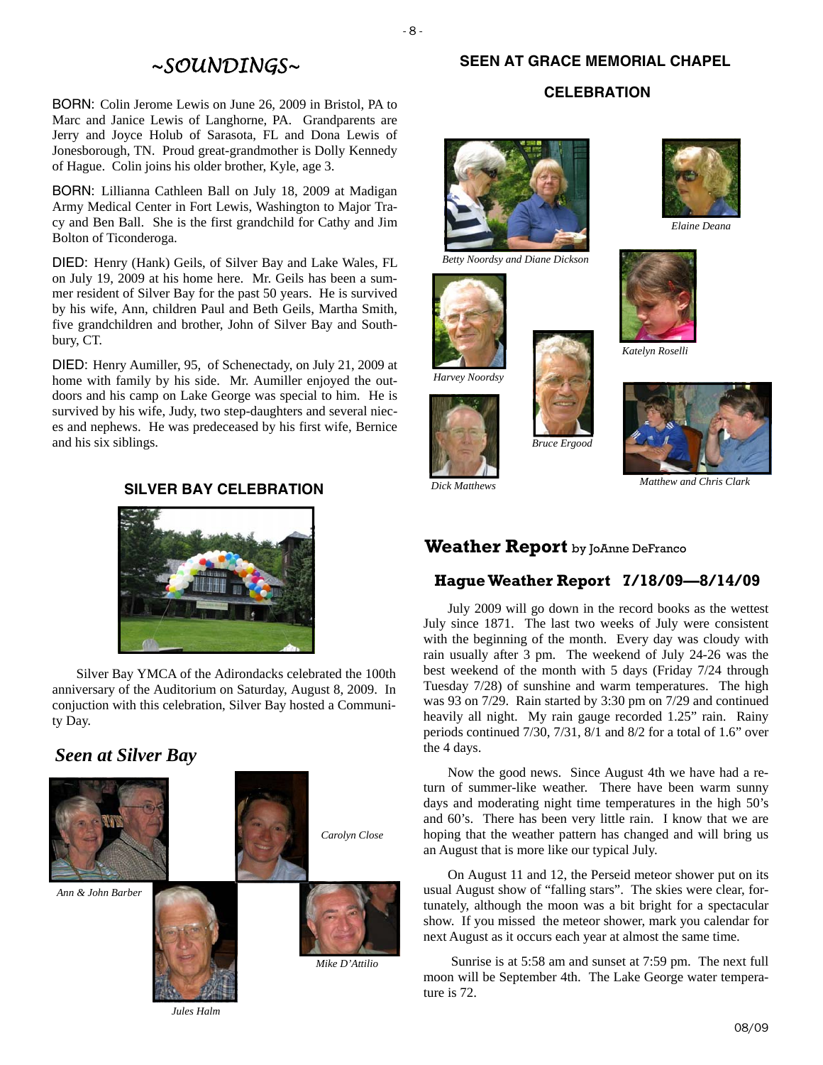## ~SOUNDINGS~

BORN: Colin Jerome Lewis on June 26, 2009 in Bristol, PA to Marc and Janice Lewis of Langhorne, PA. Grandparents are Jerry and Joyce Holub of Sarasota, FL and Dona Lewis of Jonesborough, TN. Proud great-grandmother is Dolly Kennedy of Hague. Colin joins his older brother, Kyle, age 3.

BORN: Lillianna Cathleen Ball on July 18, 2009 at Madigan Army Medical Center in Fort Lewis, Washington to Major Tracy and Ben Ball. She is the first grandchild for Cathy and Jim Bolton of Ticonderoga.

DIED: Henry (Hank) Geils, of Silver Bay and Lake Wales, FL on July 19, 2009 at his home here. Mr. Geils has been a summer resident of Silver Bay for the past 50 years. He is survived by his wife, Ann, children Paul and Beth Geils, Martha Smith, five grandchildren and brother, John of Silver Bay and Southbury, CT.

DIED: Henry Aumiller, 95, of Schenectady, on July 21, 2009 at home with family by his side. Mr. Aumiller enjoyed the outdoors and his camp on Lake George was special to him. He is survived by his wife, Judy, two step-daughters and several nieces and nephews. He was predeceased by his first wife, Bernice and his six siblings.

### SILVER BAY CELEBRATION

Silver Bay YMCA of the Adirondacks celebrated the 100th anniversary of the Auditorium on Saturday, August 8, 2009. In conjuction with this celebration, Silver Bay hosted a Community Day.

### *Seen at Silver Bay*

*Ann & John Barber*

*Carolyn Close*

*Jules Halm*

*Mike D'Attilio*

### SEEN AT GRACE MEMORIAL CHAPEL CELEBRATION

*Betty Noordsy and Diane Dickson*

*Elaine Deana*

*Harvey Noordsy*

*Katelyn Roselli*

*Bruce Ergood*

*Dick Matthews*

*Matthew and Chris Clark*

## **Weather Report** by JoAnne DeFranco

### Hague Weather Report 7/18/09—8/14/09

July 2009 will go down in the record books as the wettest July since 1871. The last two weeks of July were consistent with the beginning of the month. Every day was cloudy with rain usually after 3 pm. The weekend of July 24-26 was the best weekend of the month with 5 days (Friday 7/24 through Tuesday 7/28) of sunshine and warm temperatures. The high was 93 on 7/29. Rain started by 3:30 pm on 7/29 and continued heavily all night. My rain gauge recorded 1.25" rain. Rainy periods continued 7/30, 7/31, 8/1 and 8/2 for a total of 1.6" over the 4 days.

Now the good news. Since August 4th we have had a return of summer-like weather. There have been warm sunny days and moderating night time temperatures in the high 50's and 60's. There has been very little rain. I know that we are hoping that the weather pattern has changed and will bring us an August that is more like our typical July.

On August 11 and 12, the Perseid meteor shower put on its usual August show of "falling stars". The skies were clear, fortunately, although the moon was a bit bright for a spectacular show. If you missed the meteor shower, mark you calendar for next August as it occurs each year at almost the same time.

Sunrise is at 5:58 am and sunset at 7:59 pm. The next full moon will be September 4th. The Lake George water temperature is 72.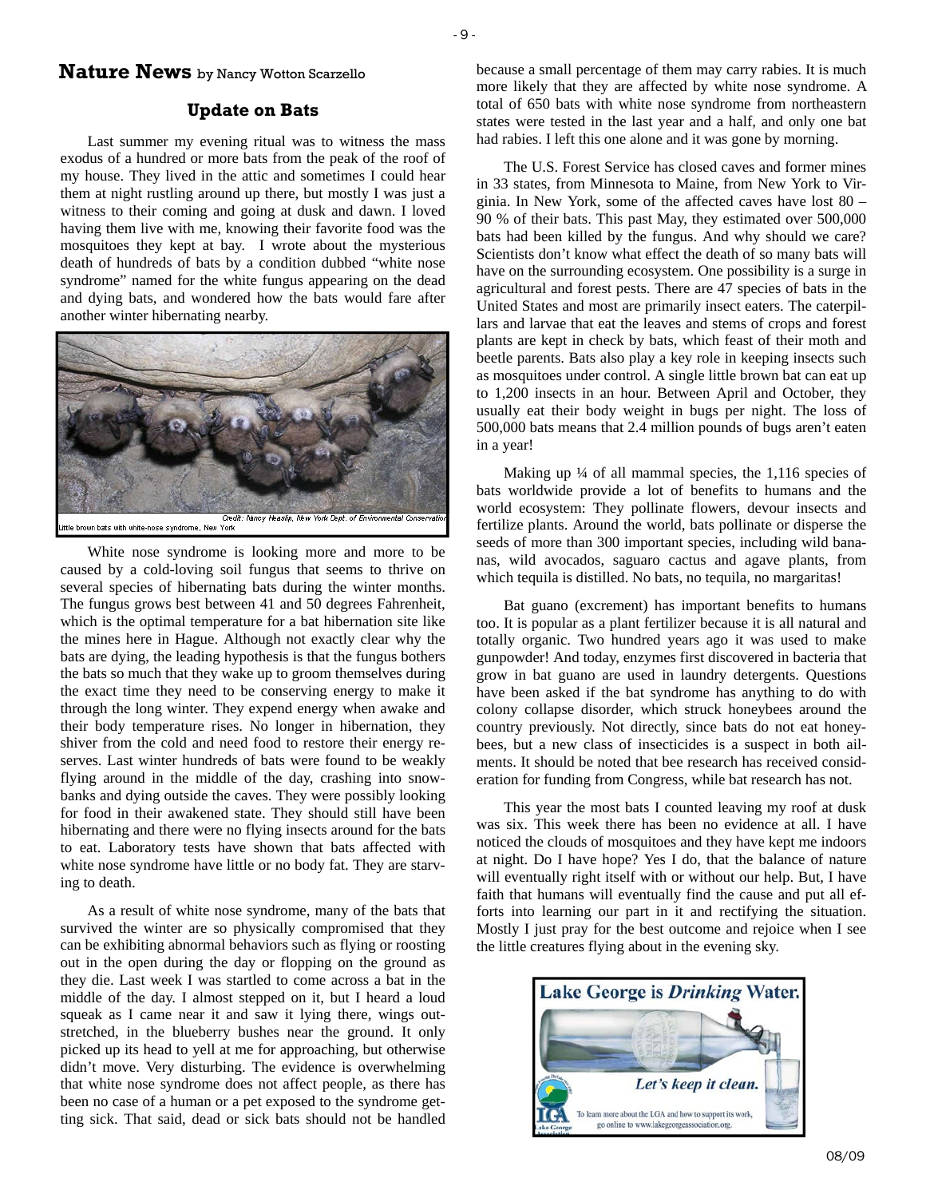# Nature News by Nancy Wotton Scarzello

## Update on Bats

Last summer my evening ritual was to witness the mass exodus of a hundred or more bats from the peak of the roof of my house. They lived in the attic and sometimes I could hear them at night rustling around up there, but mostly I was just a witness to their coming and going at dusk and dawn. I loved having them live with me, knowing their favorite food was the mosquitoes they kept at bay. I wrote about the mysterious death of hundreds of bats by a condition dubbed "white nose syndrome" named for the white fungus appearing on the dead and dying bats, and wondered how the bats would fare after another winter hibernating nearby.

Credit: Nancy Heaslip, New York Dept. of Environmental Conservation

Little brown bats with white-nose syndrome, New York

White nose syndrome is looking more and more to be caused by a cold-loving soil fungus that seems to thrive on several species of hibernating bats during the winter months. The fungus grows best between 41 and 50 degrees Fahrenheit, which is the optimal temperature for a bat hibernation site like the mines here in Hague. Although not exactly clear why the bats are dying, the leading hypothesis is that the fungus bothers the bats so much that they wake up to groom themselves during the exact time they need to be conserving energy to make it through the long winter. They expend energy when awake and their body temperature rises. No longer in hibernation, they shiver from the cold and need food to restore their energy reserves. Last winter hundreds of bats were found to be weakly flying around in the middle of the day, crashing into snowbanks and dying outside the caves. They were possibly looking for food in their awakened state. They should still have been hibernating and there were no flying insects around for the bats to eat. Laboratory tests have shown that bats affected with white nose syndrome have little or no body fat. They are starving to death.

As a result of white nose syndrome, many of the bats that survived the winter are so physically compromised that they can be exhibiting abnormal behaviors such as flying or roosting out in the open during the day or flopping on the ground as they die. Last week I was startled to come across a bat in the middle of the day. I almost stepped on it, but I heard a loud squeak as I came near it and saw it lying there, wings outstretched, in the blueberry bushes near the ground. It only picked up its head to yell at me for approaching, but otherwise didn't move. Very disturbing. The evidence is overwhelming that white nose syndrome does not affect people, as there has been no case of a human or a pet exposed to the syndrome getting sick. That said, dead or sick bats should not be handled because a small percentage of them may carry rabies. It is much more likely that they are affected by white nose syndrome. A total of 650 bats with white nose syndrome from northeastern states were tested in the last year and a half, and only one bat had rabies. I left this one alone and it was gone by morning.

The U.S. Forest Service has closed caves and former mines in 33 states, from Minnesota to Maine, from New York to Virginia. In New York, some of the affected caves have lost 80 – 90 % of their bats. This past May, they estimated over 500,000 bats had been killed by the fungus. And why should we care? Scientists don't know what effect the death of so many bats will have on the surrounding ecosystem. One possibility is a surge in agricultural and forest pests. There are 47 species of bats in the United States and most are primarily insect eaters. The caterpillars and larvae that eat the leaves and stems of crops and forest plants are kept in check by bats, which feast of their moth and beetle parents. Bats also play a key role in keeping insects such as mosquitoes under control. A single little brown bat can eat up to 1,200 insects in an hour. Between April and October, they usually eat their body weight in bugs per night. The loss of 500,000 bats means that 2.4 million pounds of bugs aren't eaten in a year!

Making up ¼ of all mammal species, the 1,116 species of bats worldwide provide a lot of benefits to humans and the world ecosystem: They pollinate flowers, devour insects and fertilize plants. Around the world, bats pollinate or disperse the seeds of more than 300 important species, including wild bananas, wild avocados, saguaro cactus and agave plants, from which tequila is distilled. No bats, no tequila, no margaritas!

Bat guano (excrement) has important benefits to humans too. It is popular as a plant fertilizer because it is all natural and totally organic. Two hundred years ago it was used to make gunpowder! And today, enzymes first discovered in bacteria that grow in bat guano are used in laundry detergents. Questions have been asked if the bat syndrome has anything to do with colony collapse disorder, which struck honeybees around the country previously. Not directly, since bats do not eat honeybees, but a new class of insecticides is a suspect in both ailments. It should be noted that bee research has received consideration for funding from Congress, while bat research has not.

This year the most bats I counted leaving my roof at dusk was six. This week there has been no evidence at all. I have noticed the clouds of mosquitoes and they have kept me indoors at night. Do I have hope? Yes I do, that the balance of nature will eventually right itself with or without our help. But, I have faith that humans will eventually find the cause and put all efforts into learning our part in it and rectifying the situation. Mostly I just pray for the best outcome and rejoice when I see the little creatures flying about in the evening sky.

**Lake George is *Drinking* Water.**

*Let's keep it clean.*

LGA Lake George Association

To learn more about the LGA and how to support its work, go online to www.lakegeorgeassociation.org.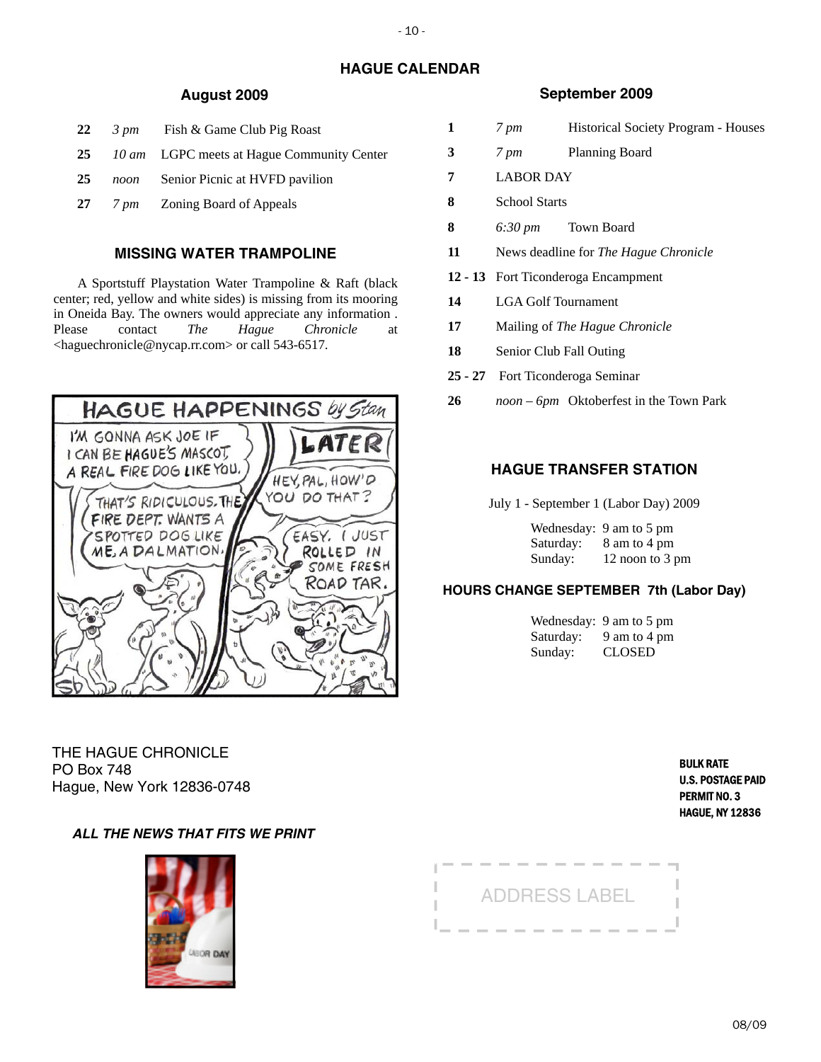# HAGUE CALENDAR

## August 2009

| | | |
|---|---|---|
| **22** | *3 pm* | Fish & Game Club Pig Roast |
| **25** | *10 am* | LGPC meets at Hague Community Center |
| **25** | *noon* | Senior Picnic at HVFD pavilion |
| **27** | *7 pm* | Zoning Board of Appeals |

## MISSING WATER TRAMPOLINE

A Sportstuff Playstation Water Trampoline & Raft (black center; red, yellow and white sides) is missing from its mooring in Oneida Bay. The owners would appreciate any information . Please contact *The Hague Chronicle* at <haguechronicle@nycap.rr.com> or call 543-6517.

HAGUE HAPPENINGS by Stan

I'M GONNA ASK JOE IF I CAN BE HAGUE'S MASCOT, A REAL FIRE DOG LIKE YOU.

THAT'S RIDICULOUS. THE FIRE DEPT. WANTS A SPOTTED DOG LIKE ME, A DALMATION.

LATER

HEY, PAL, HOW'D YOU DO THAT?

EASY. I JUST ROLLED IN SOME FRESH ROAD TAR.

## September 2009

| | | |
|---|---|---|
| **1** | *7 pm* | Historical Society Program - Houses |
| **3** | *7 pm* | Planning Board |
| **7** | | LABOR DAY |
| **8** | | School Starts |
| **8** | *6:30 pm* | Town Board |
| **11** | | News deadline for *The Hague Chronicle* |
| **12 - 13** | | Fort Ticonderoga Encampment |
| **14** | | LGA Golf Tournament |
| **17** | | Mailing of *The Hague Chronicle* |
| **18** | | Senior Club Fall Outing |
| **25 - 27** | | Fort Ticonderoga Seminar |
| **26** | *noon – 6pm* | Oktoberfest in the Town Park |

## HAGUE TRANSFER STATION

July 1 - September 1 (Labor Day) 2009

Wednesday: 9 am to 5 pm
Saturday: 8 am to 4 pm
Sunday: 12 noon to 3 pm

## HOURS CHANGE SEPTEMBER 7th (Labor Day)

Wednesday: 9 am to 5 pm
Saturday: 9 am to 4 pm
Sunday: CLOSED

THE HAGUE CHRONICLE
PO Box 748
Hague, New York 12836-0748

***ALL THE NEWS THAT FITS WE PRINT***

**BULK RATE**
**U.S. POSTAGE PAID**
**PERMIT NO. 3**
**HAGUE, NY 12836**

ADDRESS LABEL

08/09